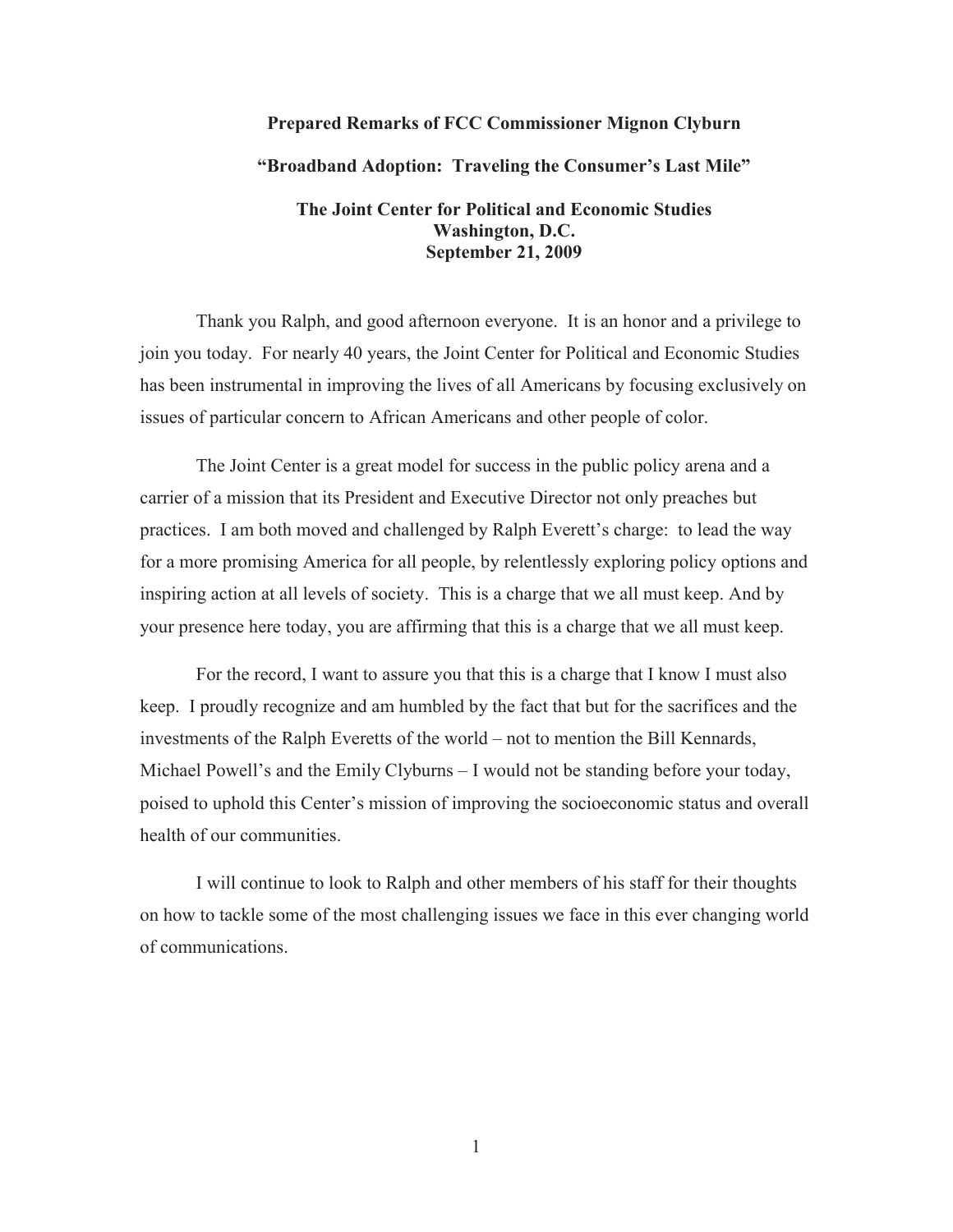**Prepared Remarks of FCC Commissioner Mignon Clyburn**

**"Broadband Adoption: Traveling the Consumer's Last Mile"**

**The Joint Center for Political and Economic Studies**
**Washington, D.C.**
**September 21, 2009**

Thank you Ralph, and good afternoon everyone. It is an honor and a privilege to join you today. For nearly 40 years, the Joint Center for Political and Economic Studies has been instrumental in improving the lives of all Americans by focusing exclusively on issues of particular concern to African Americans and other people of color.

The Joint Center is a great model for success in the public policy arena and a carrier of a mission that its President and Executive Director not only preaches but practices. I am both moved and challenged by Ralph Everett's charge: to lead the way for a more promising America for all people, by relentlessly exploring policy options and inspiring action at all levels of society. This is a charge that we all must keep. And by your presence here today, you are affirming that this is a charge that we all must keep.

For the record, I want to assure you that this is a charge that I know I must also keep. I proudly recognize and am humbled by the fact that but for the sacrifices and the investments of the Ralph Everetts of the world – not to mention the Bill Kennards, Michael Powell's and the Emily Clyburns – I would not be standing before your today, poised to uphold this Center's mission of improving the socioeconomic status and overall health of our communities.

I will continue to look to Ralph and other members of his staff for their thoughts on how to tackle some of the most challenging issues we face in this ever changing world of communications.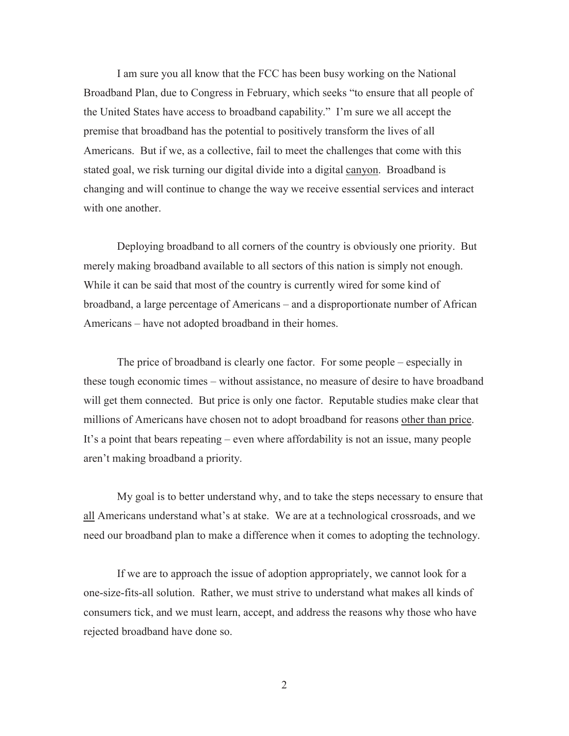I am sure you all know that the FCC has been busy working on the National Broadband Plan, due to Congress in February, which seeks "to ensure that all people of the United States have access to broadband capability." I'm sure we all accept the premise that broadband has the potential to positively transform the lives of all Americans. But if we, as a collective, fail to meet the challenges that come with this stated goal, we risk turning our digital divide into a digital <u>canyon</u>. Broadband is changing and will continue to change the way we receive essential services and interact with one another.

Deploying broadband to all corners of the country is obviously one priority. But merely making broadband available to all sectors of this nation is simply not enough. While it can be said that most of the country is currently wired for some kind of broadband, a large percentage of Americans – and a disproportionate number of African Americans – have not adopted broadband in their homes.

The price of broadband is clearly one factor. For some people – especially in these tough economic times – without assistance, no measure of desire to have broadband will get them connected. But price is only one factor. Reputable studies make clear that millions of Americans have chosen not to adopt broadband for reasons <u>other than price</u>. It's a point that bears repeating – even where affordability is not an issue, many people aren't making broadband a priority.

My goal is to better understand why, and to take the steps necessary to ensure that <u>all</u> Americans understand what's at stake. We are at a technological crossroads, and we need our broadband plan to make a difference when it comes to adopting the technology.

If we are to approach the issue of adoption appropriately, we cannot look for a one-size-fits-all solution. Rather, we must strive to understand what makes all kinds of consumers tick, and we must learn, accept, and address the reasons why those who have rejected broadband have done so.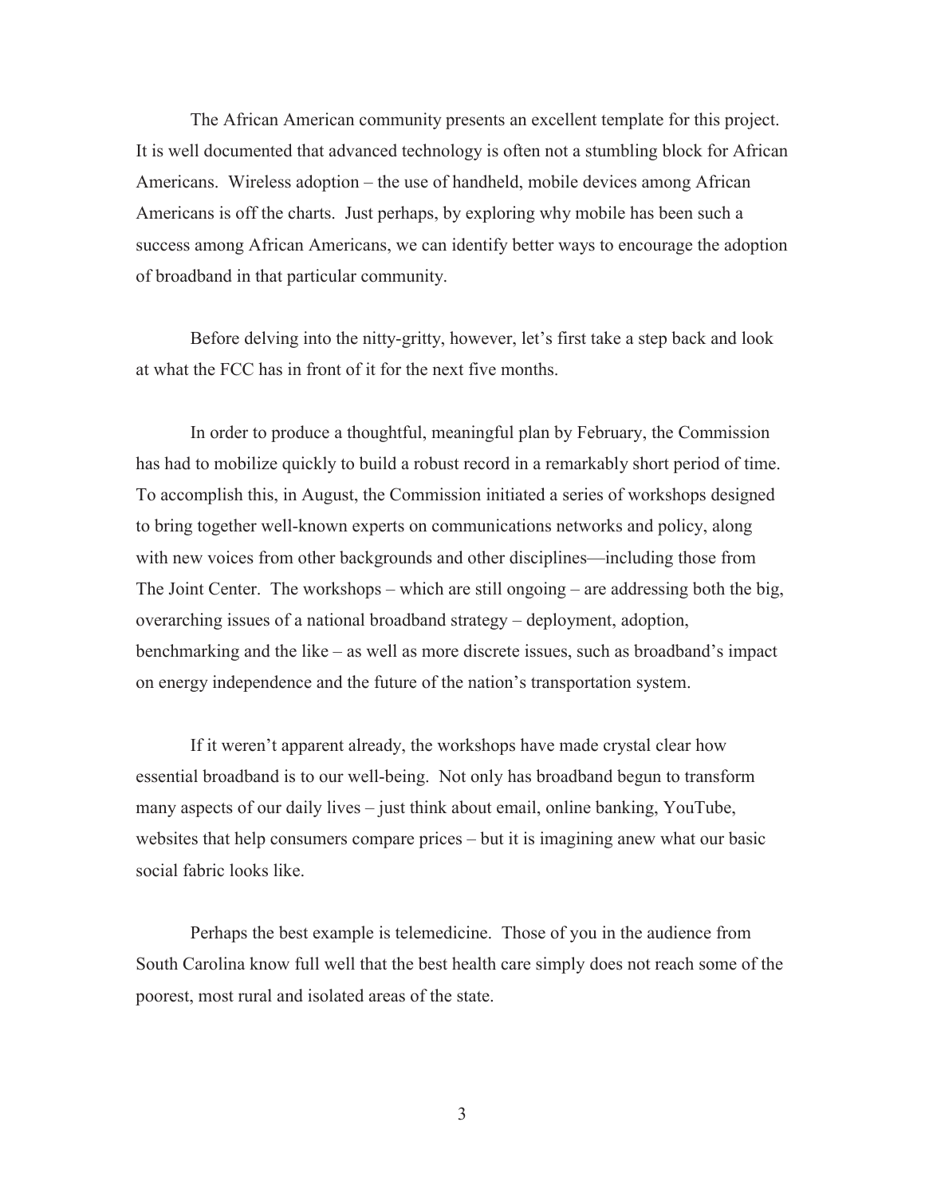The African American community presents an excellent template for this project. It is well documented that advanced technology is often not a stumbling block for African Americans. Wireless adoption – the use of handheld, mobile devices among African Americans is off the charts. Just perhaps, by exploring why mobile has been such a success among African Americans, we can identify better ways to encourage the adoption of broadband in that particular community.

Before delving into the nitty-gritty, however, let's first take a step back and look at what the FCC has in front of it for the next five months.

In order to produce a thoughtful, meaningful plan by February, the Commission has had to mobilize quickly to build a robust record in a remarkably short period of time. To accomplish this, in August, the Commission initiated a series of workshops designed to bring together well-known experts on communications networks and policy, along with new voices from other backgrounds and other disciplines—including those from The Joint Center. The workshops – which are still ongoing – are addressing both the big, overarching issues of a national broadband strategy – deployment, adoption, benchmarking and the like – as well as more discrete issues, such as broadband's impact on energy independence and the future of the nation's transportation system.

If it weren't apparent already, the workshops have made crystal clear how essential broadband is to our well-being. Not only has broadband begun to transform many aspects of our daily lives – just think about email, online banking, YouTube, websites that help consumers compare prices – but it is imagining anew what our basic social fabric looks like.

Perhaps the best example is telemedicine. Those of you in the audience from South Carolina know full well that the best health care simply does not reach some of the poorest, most rural and isolated areas of the state.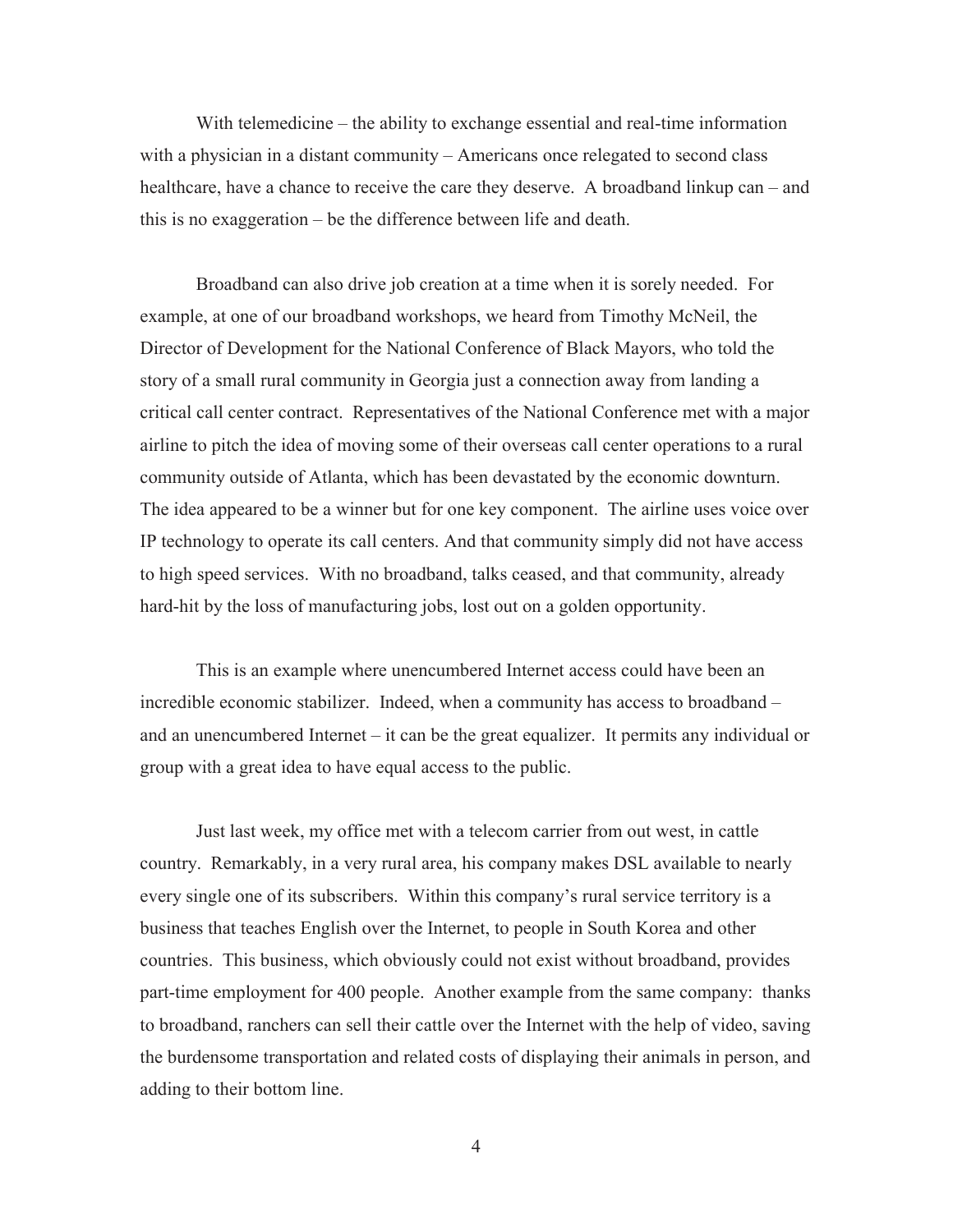With telemedicine – the ability to exchange essential and real-time information with a physician in a distant community – Americans once relegated to second class healthcare, have a chance to receive the care they deserve. A broadband linkup can – and this is no exaggeration – be the difference between life and death.

Broadband can also drive job creation at a time when it is sorely needed. For example, at one of our broadband workshops, we heard from Timothy McNeil, the Director of Development for the National Conference of Black Mayors, who told the story of a small rural community in Georgia just a connection away from landing a critical call center contract. Representatives of the National Conference met with a major airline to pitch the idea of moving some of their overseas call center operations to a rural community outside of Atlanta, which has been devastated by the economic downturn. The idea appeared to be a winner but for one key component. The airline uses voice over IP technology to operate its call centers. And that community simply did not have access to high speed services. With no broadband, talks ceased, and that community, already hard-hit by the loss of manufacturing jobs, lost out on a golden opportunity.

This is an example where unencumbered Internet access could have been an incredible economic stabilizer. Indeed, when a community has access to broadband – and an unencumbered Internet – it can be the great equalizer. It permits any individual or group with a great idea to have equal access to the public.

Just last week, my office met with a telecom carrier from out west, in cattle country. Remarkably, in a very rural area, his company makes DSL available to nearly every single one of its subscribers. Within this company's rural service territory is a business that teaches English over the Internet, to people in South Korea and other countries. This business, which obviously could not exist without broadband, provides part-time employment for 400 people. Another example from the same company: thanks to broadband, ranchers can sell their cattle over the Internet with the help of video, saving the burdensome transportation and related costs of displaying their animals in person, and adding to their bottom line.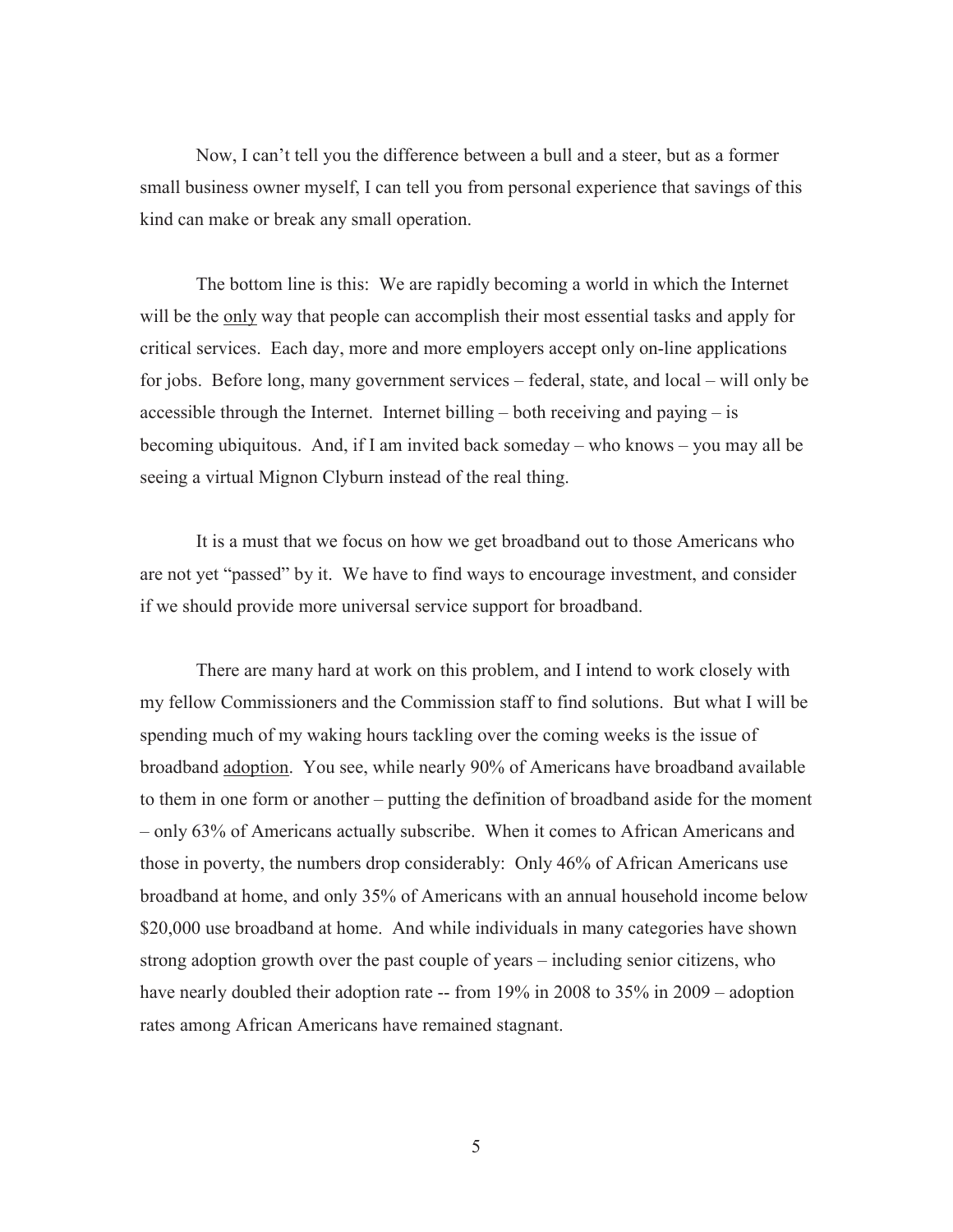Now, I can't tell you the difference between a bull and a steer, but as a former small business owner myself, I can tell you from personal experience that savings of this kind can make or break any small operation.

The bottom line is this: We are rapidly becoming a world in which the Internet will be the <u>only</u> way that people can accomplish their most essential tasks and apply for critical services. Each day, more and more employers accept only on-line applications for jobs. Before long, many government services – federal, state, and local – will only be accessible through the Internet. Internet billing – both receiving and paying – is becoming ubiquitous. And, if I am invited back someday – who knows – you may all be seeing a virtual Mignon Clyburn instead of the real thing.

It is a must that we focus on how we get broadband out to those Americans who are not yet "passed" by it. We have to find ways to encourage investment, and consider if we should provide more universal service support for broadband.

There are many hard at work on this problem, and I intend to work closely with my fellow Commissioners and the Commission staff to find solutions. But what I will be spending much of my waking hours tackling over the coming weeks is the issue of broadband <u>adoption</u>. You see, while nearly 90% of Americans have broadband available to them in one form or another – putting the definition of broadband aside for the moment – only 63% of Americans actually subscribe. When it comes to African Americans and those in poverty, the numbers drop considerably: Only 46% of African Americans use broadband at home, and only 35% of Americans with an annual household income below $20,000 use broadband at home. And while individuals in many categories have shown strong adoption growth over the past couple of years – including senior citizens, who have nearly doubled their adoption rate -- from 19% in 2008 to 35% in 2009 – adoption rates among African Americans have remained stagnant.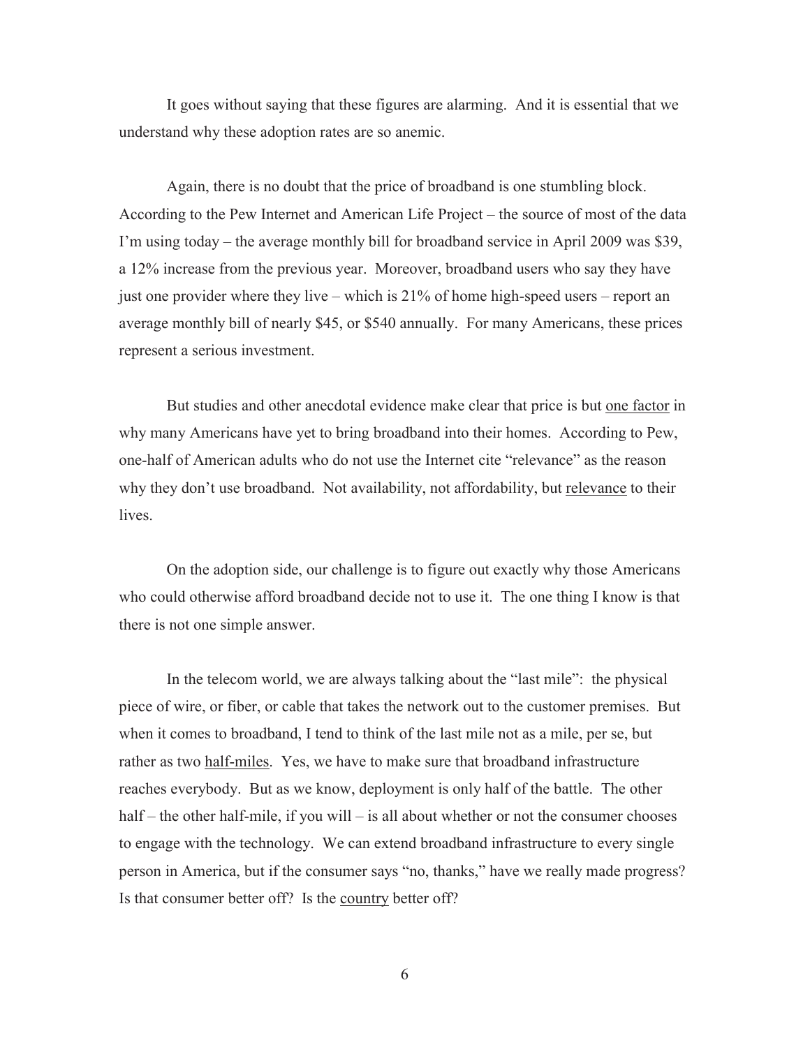It goes without saying that these figures are alarming. And it is essential that we understand why these adoption rates are so anemic.

Again, there is no doubt that the price of broadband is one stumbling block. According to the Pew Internet and American Life Project – the source of most of the data I'm using today – the average monthly bill for broadband service in April 2009 was $39, a 12% increase from the previous year. Moreover, broadband users who say they have just one provider where they live – which is 21% of home high-speed users – report an average monthly bill of nearly $45, or $540 annually. For many Americans, these prices represent a serious investment.

But studies and other anecdotal evidence make clear that price is but <u>one factor</u> in why many Americans have yet to bring broadband into their homes. According to Pew, one-half of American adults who do not use the Internet cite "relevance" as the reason why they don't use broadband. Not availability, not affordability, but <u>relevance</u> to their lives.

On the adoption side, our challenge is to figure out exactly why those Americans who could otherwise afford broadband decide not to use it. The one thing I know is that there is not one simple answer.

In the telecom world, we are always talking about the "last mile": the physical piece of wire, or fiber, or cable that takes the network out to the customer premises. But when it comes to broadband, I tend to think of the last mile not as a mile, per se, but rather as two <u>half-miles</u>. Yes, we have to make sure that broadband infrastructure reaches everybody. But as we know, deployment is only half of the battle. The other half – the other half-mile, if you will – is all about whether or not the consumer chooses to engage with the technology. We can extend broadband infrastructure to every single person in America, but if the consumer says "no, thanks," have we really made progress? Is that consumer better off? Is the <u>country</u> better off?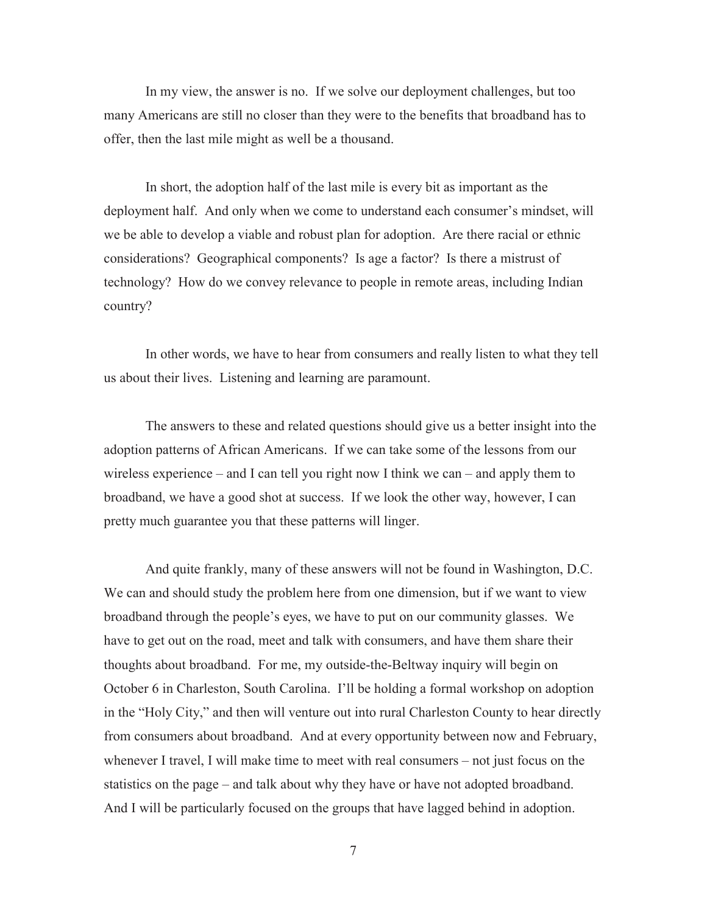In my view, the answer is no. If we solve our deployment challenges, but too many Americans are still no closer than they were to the benefits that broadband has to offer, then the last mile might as well be a thousand.

In short, the adoption half of the last mile is every bit as important as the deployment half. And only when we come to understand each consumer's mindset, will we be able to develop a viable and robust plan for adoption. Are there racial or ethnic considerations? Geographical components? Is age a factor? Is there a mistrust of technology? How do we convey relevance to people in remote areas, including Indian country?

In other words, we have to hear from consumers and really listen to what they tell us about their lives. Listening and learning are paramount.

The answers to these and related questions should give us a better insight into the adoption patterns of African Americans. If we can take some of the lessons from our wireless experience – and I can tell you right now I think we can – and apply them to broadband, we have a good shot at success. If we look the other way, however, I can pretty much guarantee you that these patterns will linger.

And quite frankly, many of these answers will not be found in Washington, D.C. We can and should study the problem here from one dimension, but if we want to view broadband through the people's eyes, we have to put on our community glasses. We have to get out on the road, meet and talk with consumers, and have them share their thoughts about broadband. For me, my outside-the-Beltway inquiry will begin on October 6 in Charleston, South Carolina. I'll be holding a formal workshop on adoption in the "Holy City," and then will venture out into rural Charleston County to hear directly from consumers about broadband. And at every opportunity between now and February, whenever I travel, I will make time to meet with real consumers – not just focus on the statistics on the page – and talk about why they have or have not adopted broadband. And I will be particularly focused on the groups that have lagged behind in adoption.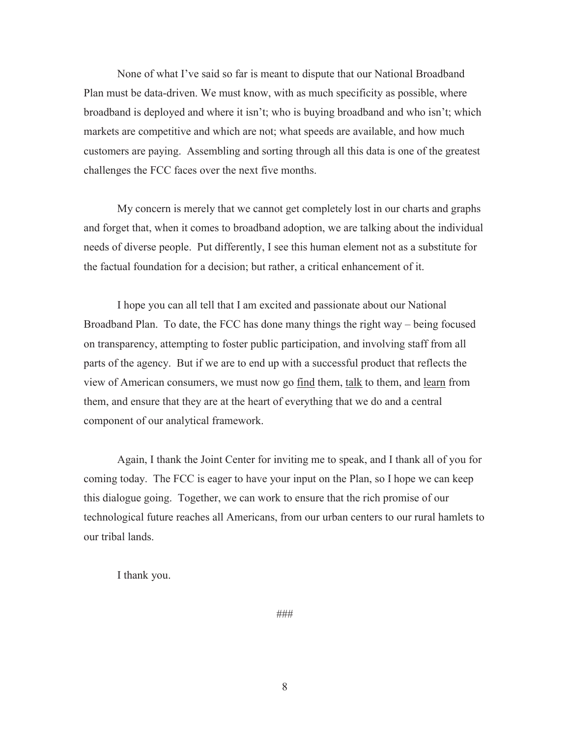None of what I've said so far is meant to dispute that our National Broadband Plan must be data-driven. We must know, with as much specificity as possible, where broadband is deployed and where it isn't; who is buying broadband and who isn't; which markets are competitive and which are not; what speeds are available, and how much customers are paying. Assembling and sorting through all this data is one of the greatest challenges the FCC faces over the next five months.

My concern is merely that we cannot get completely lost in our charts and graphs and forget that, when it comes to broadband adoption, we are talking about the individual needs of diverse people. Put differently, I see this human element not as a substitute for the factual foundation for a decision; but rather, a critical enhancement of it.

I hope you can all tell that I am excited and passionate about our National Broadband Plan. To date, the FCC has done many things the right way – being focused on transparency, attempting to foster public participation, and involving staff from all parts of the agency. But if we are to end up with a successful product that reflects the view of American consumers, we must now go <u>find</u> them, <u>talk</u> to them, and <u>learn</u> from them, and ensure that they are at the heart of everything that we do and a central component of our analytical framework.

Again, I thank the Joint Center for inviting me to speak, and I thank all of you for coming today. The FCC is eager to have your input on the Plan, so I hope we can keep this dialogue going. Together, we can work to ensure that the rich promise of our technological future reaches all Americans, from our urban centers to our rural hamlets to our tribal lands.

I thank you.

###